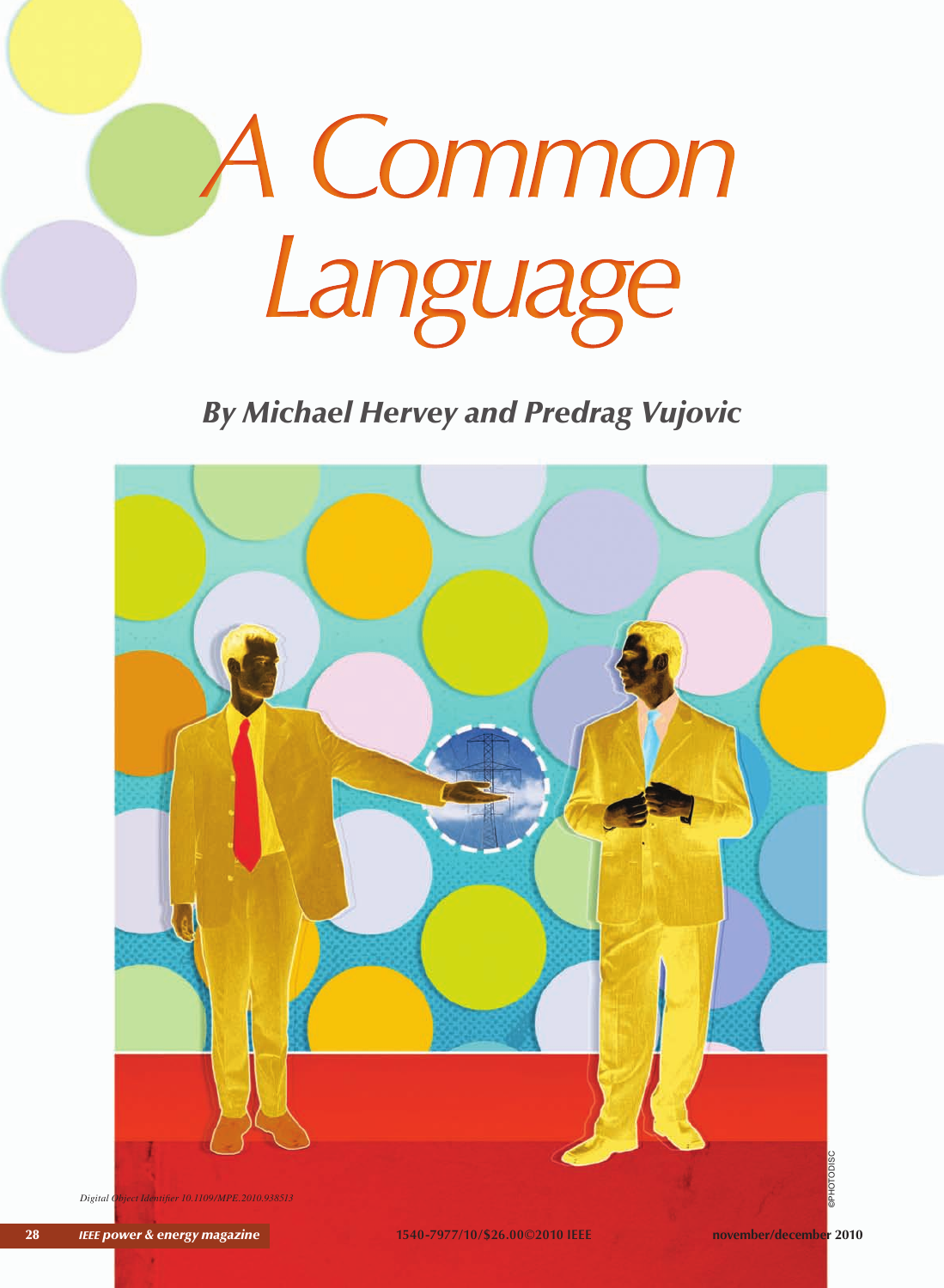# A Common Language

## By Michael Hervey and Predrag Vujovic

Digital Object Identifier 10.1109/MPE.2010.938513

©PHOTODISC

1540-7977/10/$26.00©2010 IEEE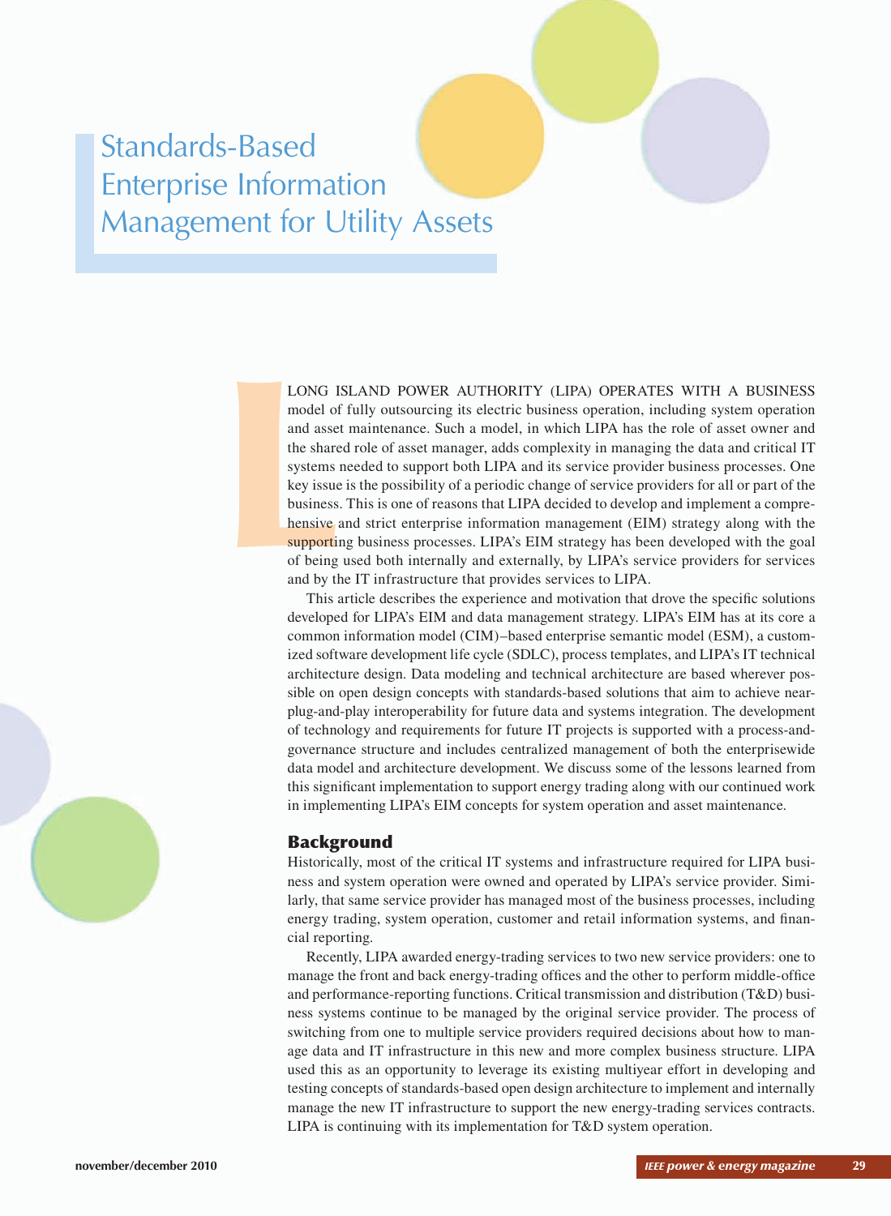# Standards-Based Enterprise Information Management for Utility Assets

LONG ISLAND POWER AUTHORITY (LIPA) OPERATES WITH A BUSINESS model of fully outsourcing its electric business operation, including system operation and asset maintenance. Such a model, in which LIPA has the role of asset owner and the shared role of asset manager, adds complexity in managing the data and critical IT systems needed to support both LIPA and its service provider business processes. One key issue is the possibility of a periodic change of service providers for all or part of the business. This is one of reasons that LIPA decided to develop and implement a comprehensive and strict enterprise information management (EIM) strategy along with the supporting business processes. LIPA's EIM strategy has been developed with the goal of being used both internally and externally, by LIPA's service providers for services and by the IT infrastructure that provides services to LIPA.

This article describes the experience and motivation that drove the specific solutions developed for LIPA's EIM and data management strategy. LIPA's EIM has at its core a common information model (CIM)–based enterprise semantic model (ESM), a customized software development life cycle (SDLC), process templates, and LIPA's IT technical architecture design. Data modeling and technical architecture are based wherever possible on open design concepts with standards-based solutions that aim to achieve near-plug-and-play interoperability for future data and systems integration. The development of technology and requirements for future IT projects is supported with a process-and-governance structure and includes centralized management of both the enterprisewide data model and architecture development. We discuss some of the lessons learned from this significant implementation to support energy trading along with our continued work in implementing LIPA's EIM concepts for system operation and asset maintenance.

## Background

Historically, most of the critical IT systems and infrastructure required for LIPA business and system operation were owned and operated by LIPA's service provider. Similarly, that same service provider has managed most of the business processes, including energy trading, system operation, customer and retail information systems, and financial reporting.

Recently, LIPA awarded energy-trading services to two new service providers: one to manage the front and back energy-trading offices and the other to perform middle-office and performance-reporting functions. Critical transmission and distribution (T&D) business systems continue to be managed by the original service provider. The process of switching from one to multiple service providers required decisions about how to manage data and IT infrastructure in this new and more complex business structure. LIPA used this as an opportunity to leverage its existing multiyear effort in developing and testing concepts of standards-based open design architecture to implement and internally manage the new IT infrastructure to support the new energy-trading services contracts. LIPA is continuing with its implementation for T&D system operation.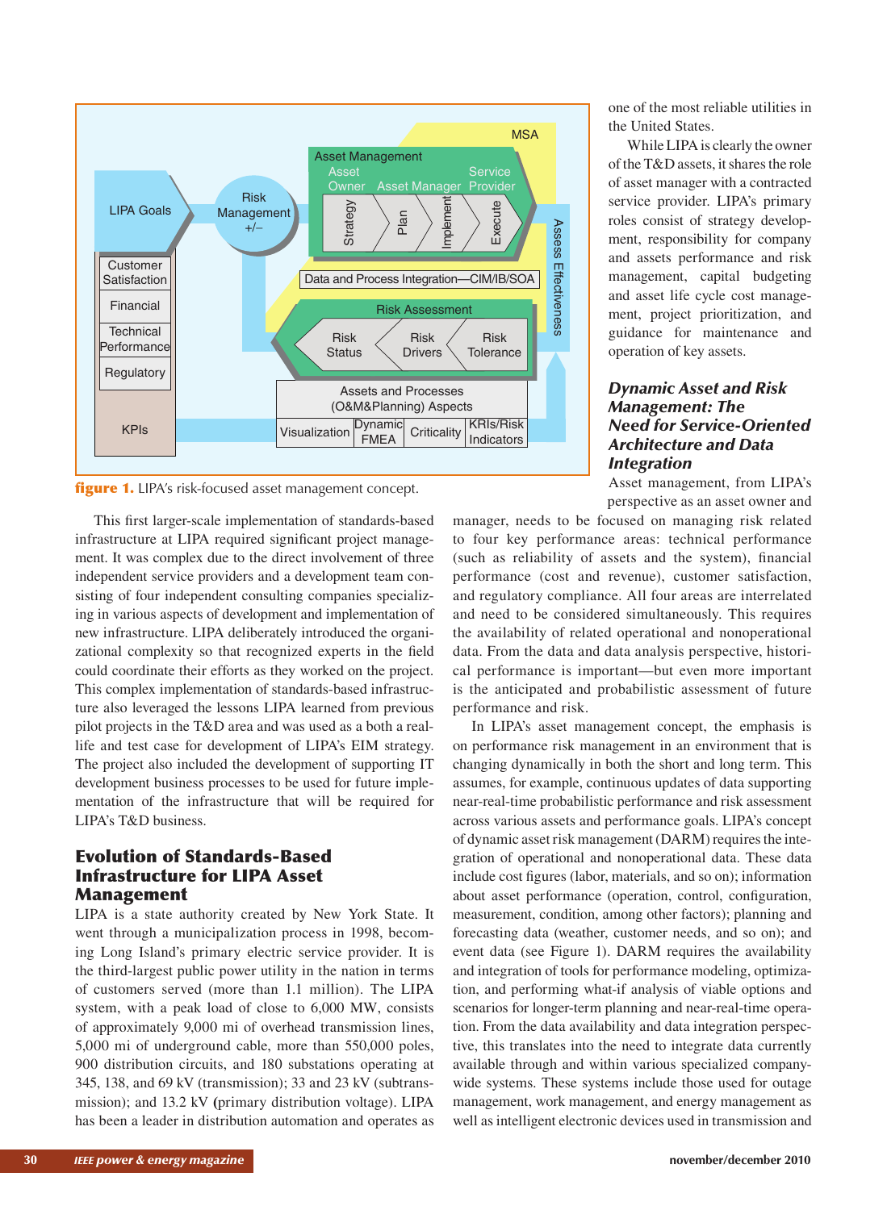figure 1. LIPA's risk-focused asset management concept.

This first larger-scale implementation of standards-based infrastructure at LIPA required significant project management. It was complex due to the direct involvement of three independent service providers and a development team consisting of four independent consulting companies specializing in various aspects of development and implementation of new infrastructure. LIPA deliberately introduced the organizational complexity so that recognized experts in the field could coordinate their efforts as they worked on the project. This complex implementation of standards-based infrastructure also leveraged the lessons LIPA learned from previous pilot projects in the T&D area and was used as a both a real-life and test case for development of LIPA's EIM strategy. The project also included the development of supporting IT development business processes to be used for future implementation of the infrastructure that will be required for LIPA's T&D business.

## Evolution of Standards-Based Infrastructure for LIPA Asset Management

LIPA is a state authority created by New York State. It went through a municipalization process in 1998, becoming Long Island's primary electric service provider. It is the third-largest public power utility in the nation in terms of customers served (more than 1.1 million). The LIPA system, with a peak load of close to 6,000 MW, consists of approximately 9,000 mi of overhead transmission lines, 5,000 mi of underground cable, more than 550,000 poles, 900 distribution circuits, and 180 substations operating at 345, 138, and 69 kV (transmission); 33 and 23 kV (subtransmission); and 13.2 kV (primary distribution voltage). LIPA has been a leader in distribution automation and operates as one of the most reliable utilities in the United States.

While LIPA is clearly the owner of the T&D assets, it shares the role of asset manager with a contracted service provider. LIPA's primary roles consist of strategy development, responsibility for company and assets performance and risk management, capital budgeting and asset life cycle cost management, project prioritization, and guidance for maintenance and operation of key assets.

## *Dynamic Asset and Risk Management: The Need for Service-Oriented Architecture and Data Integration*

Asset management, from LIPA's perspective as an asset owner and manager, needs to be focused on managing risk related to four key performance areas: technical performance (such as reliability of assets and the system), financial performance (cost and revenue), customer satisfaction, and regulatory compliance. All four areas are interrelated and need to be considered simultaneously. This requires the availability of related operational and nonoperational data. From the data and data analysis perspective, historical performance is important—but even more important is the anticipated and probabilistic assessment of future performance and risk.

In LIPA's asset management concept, the emphasis is on performance risk management in an environment that is changing dynamically in both the short and long term. This assumes, for example, continuous updates of data supporting near-real-time probabilistic performance and risk assessment across various assets and performance goals. LIPA's concept of dynamic asset risk management (DARM) requires the integration of operational and nonoperational data. These data include cost figures (labor, materials, and so on); information about asset performance (operation, control, configuration, measurement, condition, among other factors); planning and forecasting data (weather, customer needs, and so on); and event data (see Figure 1). DARM requires the availability and integration of tools for performance modeling, optimization, and performing what-if analysis of viable options and scenarios for longer-term planning and near-real-time operation. From the data availability and data integration perspective, this translates into the need to integrate data currently available through and within various specialized companywide systems. These systems include those used for outage management, work management, and energy management as well as intelligent electronic devices used in transmission and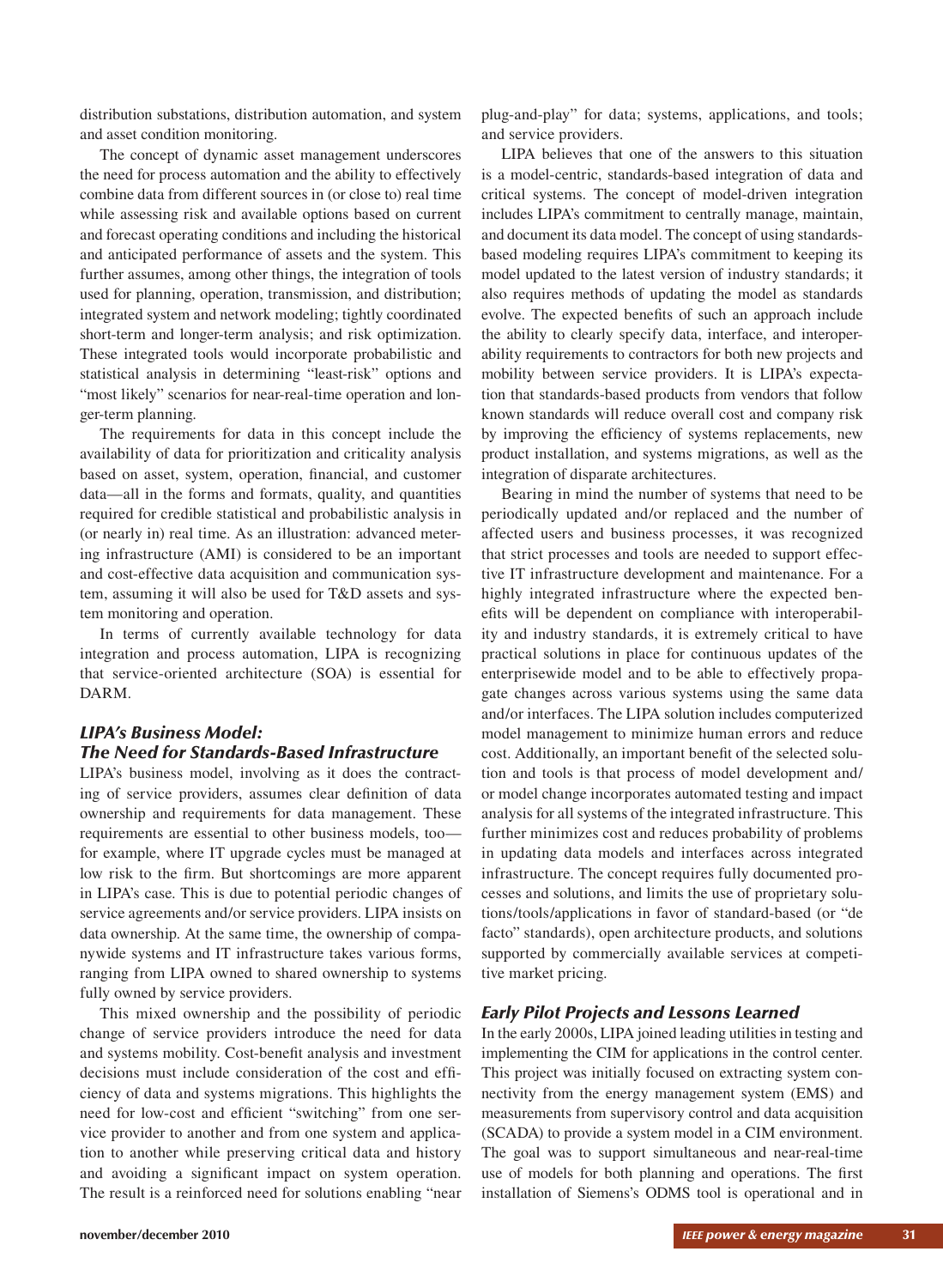distribution substations, distribution automation, and system and asset condition monitoring.

The concept of dynamic asset management underscores the need for process automation and the ability to effectively combine data from different sources in (or close to) real time while assessing risk and available options based on current and forecast operating conditions and including the historical and anticipated performance of assets and the system. This further assumes, among other things, the integration of tools used for planning, operation, transmission, and distribution; integrated system and network modeling; tightly coordinated short-term and longer-term analysis; and risk optimization. These integrated tools would incorporate probabilistic and statistical analysis in determining "least-risk" options and "most likely" scenarios for near-real-time operation and longer-term planning.

The requirements for data in this concept include the availability of data for prioritization and criticality analysis based on asset, system, operation, financial, and customer data—all in the forms and formats, quality, and quantities required for credible statistical and probabilistic analysis in (or nearly in) real time. As an illustration: advanced metering infrastructure (AMI) is considered to be an important and cost-effective data acquisition and communication system, assuming it will also be used for T&D assets and system monitoring and operation.

In terms of currently available technology for data integration and process automation, LIPA is recognizing that service-oriented architecture (SOA) is essential for DARM.

## LIPA's Business Model: The Need for Standards-Based Infrastructure

LIPA's business model, involving as it does the contracting of service providers, assumes clear definition of data ownership and requirements for data management. These requirements are essential to other business models, too—for example, where IT upgrade cycles must be managed at low risk to the firm. But shortcomings are more apparent in LIPA's case. This is due to potential periodic changes of service agreements and/or service providers. LIPA insists on data ownership. At the same time, the ownership of companywide systems and IT infrastructure takes various forms, ranging from LIPA owned to shared ownership to systems fully owned by service providers.

This mixed ownership and the possibility of periodic change of service providers introduce the need for data and systems mobility. Cost-benefit analysis and investment decisions must include consideration of the cost and efficiency of data and systems migrations. This highlights the need for low-cost and efficient "switching" from one service provider to another and from one system and application to another while preserving critical data and history and avoiding a significant impact on system operation. The result is a reinforced need for solutions enabling "near plug-and-play" for data; systems, applications, and tools; and service providers.

LIPA believes that one of the answers to this situation is a model-centric, standards-based integration of data and critical systems. The concept of model-driven integration includes LIPA's commitment to centrally manage, maintain, and document its data model. The concept of using standards-based modeling requires LIPA's commitment to keeping its model updated to the latest version of industry standards; it also requires methods of updating the model as standards evolve. The expected benefits of such an approach include the ability to clearly specify data, interface, and interoperability requirements to contractors for both new projects and mobility between service providers. It is LIPA's expectation that standards-based products from vendors that follow known standards will reduce overall cost and company risk by improving the efficiency of systems replacements, new product installation, and systems migrations, as well as the integration of disparate architectures.

Bearing in mind the number of systems that need to be periodically updated and/or replaced and the number of affected users and business processes, it was recognized that strict processes and tools are needed to support effective IT infrastructure development and maintenance. For a highly integrated infrastructure where the expected benefits will be dependent on compliance with interoperability and industry standards, it is extremely critical to have practical solutions in place for continuous updates of the enterprisewide model and to be able to effectively propagate changes across various systems using the same data and/or interfaces. The LIPA solution includes computerized model management to minimize human errors and reduce cost. Additionally, an important benefit of the selected solution and tools is that process of model development and/or model change incorporates automated testing and impact analysis for all systems of the integrated infrastructure. This further minimizes cost and reduces probability of problems in updating data models and interfaces across integrated infrastructure. The concept requires fully documented processes and solutions, and limits the use of proprietary solutions/tools/applications in favor of standard-based (or "de facto" standards), open architecture products, and solutions supported by commercially available services at competitive market pricing.

## Early Pilot Projects and Lessons Learned

In the early 2000s, LIPA joined leading utilities in testing and implementing the CIM for applications in the control center. This project was initially focused on extracting system connectivity from the energy management system (EMS) and measurements from supervisory control and data acquisition (SCADA) to provide a system model in a CIM environment. The goal was to support simultaneous and near-real-time use of models for both planning and operations. The first installation of Siemens's ODMS tool is operational and in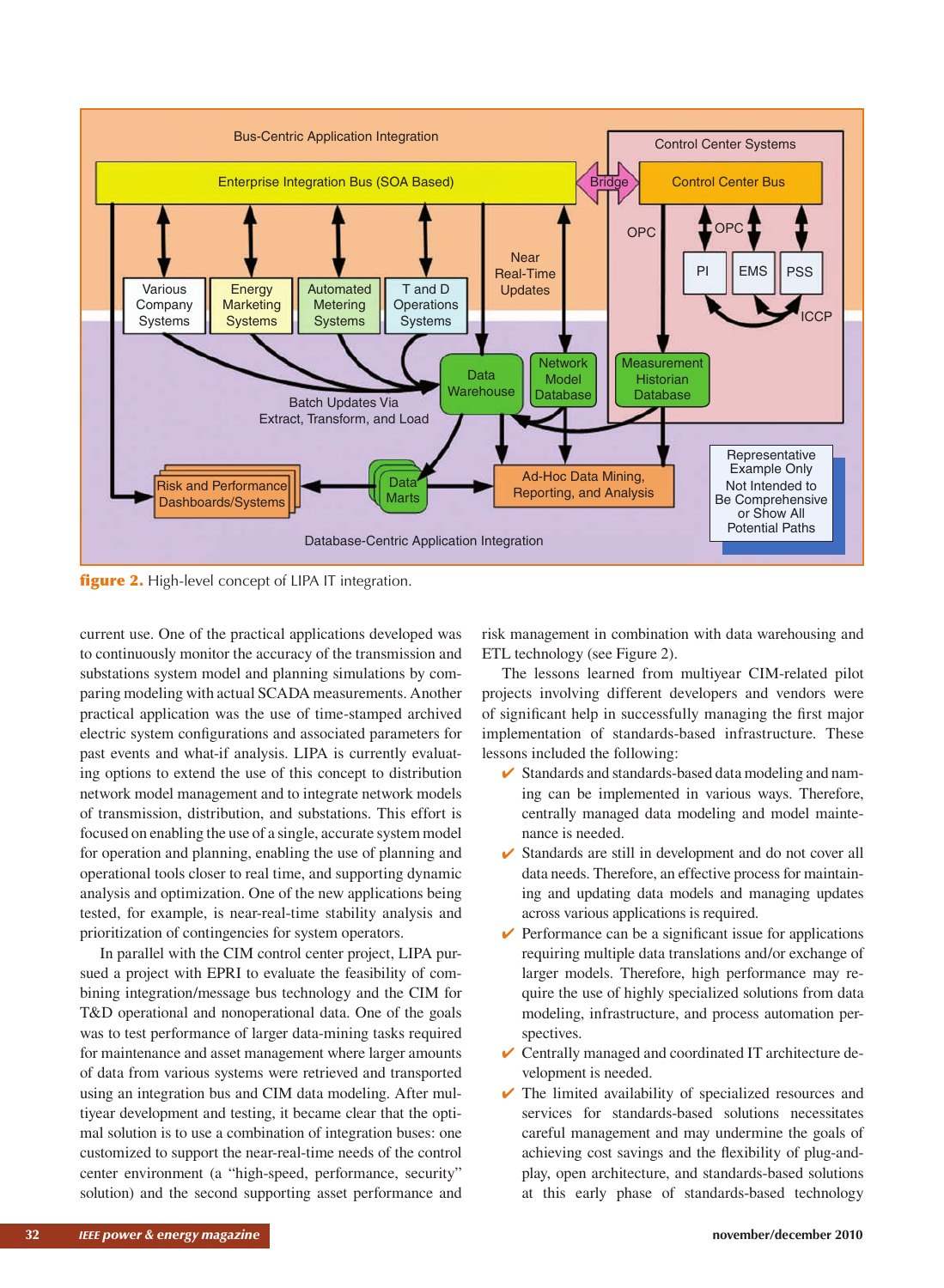**figure 2.** High-level concept of LIPA IT integration.

current use. One of the practical applications developed was to continuously monitor the accuracy of the transmission and substations system model and planning simulations by comparing modeling with actual SCADA measurements. Another practical application was the use of time-stamped archived electric system configurations and associated parameters for past events and what-if analysis. LIPA is currently evaluating options to extend the use of this concept to distribution network model management and to integrate network models of transmission, distribution, and substations. This effort is focused on enabling the use of a single, accurate system model for operation and planning, enabling the use of planning and operational tools closer to real time, and supporting dynamic analysis and optimization. One of the new applications being tested, for example, is near-real-time stability analysis and prioritization of contingencies for system operators.

In parallel with the CIM control center project, LIPA pursued a project with EPRI to evaluate the feasibility of combining integration/message bus technology and the CIM for T&D operational and nonoperational data. One of the goals was to test performance of larger data-mining tasks required for maintenance and asset management where larger amounts of data from various systems were retrieved and transported using an integration bus and CIM data modeling. After multiyear development and testing, it became clear that the optimal solution is to use a combination of integration buses: one customized to support the near-real-time needs of the control center environment (a "high-speed, performance, security" solution) and the second supporting asset performance and risk management in combination with data warehousing and ETL technology (see Figure 2).

The lessons learned from multiyear CIM-related pilot projects involving different developers and vendors were of significant help in successfully managing the first major implementation of standards-based infrastructure. These lessons included the following:

- ✔ Standards and standards-based data modeling and naming can be implemented in various ways. Therefore, centrally managed data modeling and model maintenance is needed.
- ✔ Standards are still in development and do not cover all data needs. Therefore, an effective process for maintaining and updating data models and managing updates across various applications is required.
- ✔ Performance can be a significant issue for applications requiring multiple data translations and/or exchange of larger models. Therefore, high performance may require the use of highly specialized solutions from data modeling, infrastructure, and process automation perspectives.
- ✔ Centrally managed and coordinated IT architecture development is needed.
- ✔ The limited availability of specialized resources and services for standards-based solutions necessitates careful management and may undermine the goals of achieving cost savings and the flexibility of plug-and-play, open architecture, and standards-based solutions at this early phase of standards-based technology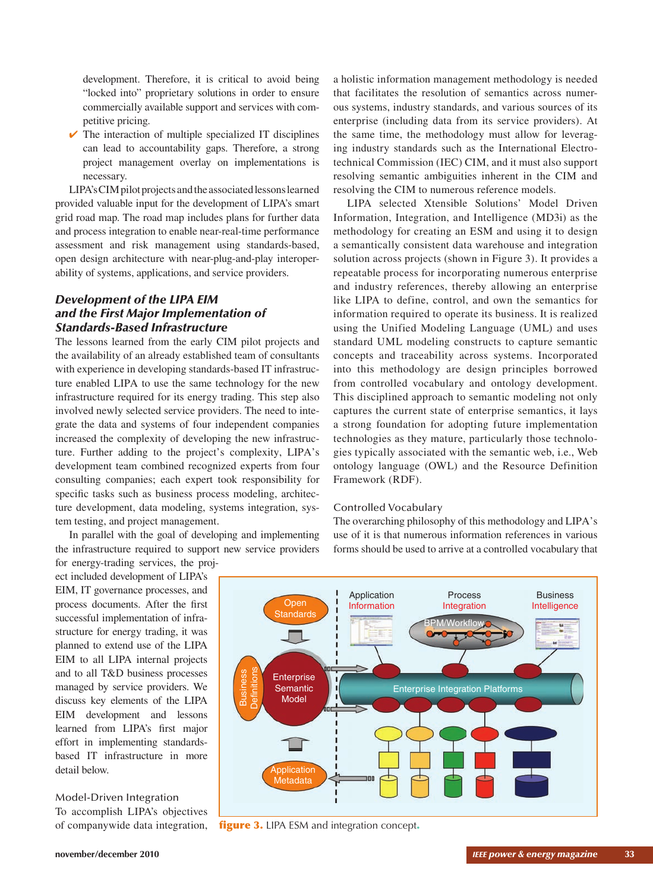development. Therefore, it is critical to avoid being "locked into" proprietary solutions in order to ensure commercially available support and services with competitive pricing.

- ✔ The interaction of multiple specialized IT disciplines can lead to accountability gaps. Therefore, a strong project management overlay on implementations is necessary.

LIPA's CIM pilot projects and the associated lessons learned provided valuable input for the development of LIPA's smart grid road map. The road map includes plans for further data and process integration to enable near-real-time performance assessment and risk management using standards-based, open design architecture with near-plug-and-play interoperability of systems, applications, and service providers.

## Development of the LIPA EIM and the First Major Implementation of Standards-Based Infrastructure

The lessons learned from the early CIM pilot projects and the availability of an already established team of consultants with experience in developing standards-based IT infrastructure enabled LIPA to use the same technology for the new infrastructure required for its energy trading. This step also involved newly selected service providers. The need to integrate the data and systems of four independent companies increased the complexity of developing the new infrastructure. Further adding to the project's complexity, LIPA's development team combined recognized experts from four consulting companies; each expert took responsibility for specific tasks such as business process modeling, architecture development, data modeling, systems integration, system testing, and project management.

In parallel with the goal of developing and implementing the infrastructure required to support new service providers for energy-trading services, the project included development of LIPA's EIM, IT governance processes, and process documents. After the first successful implementation of infrastructure for energy trading, it was planned to extend use of the LIPA EIM to all LIPA internal projects and to all T&D business processes managed by service providers. We discuss key elements of the LIPA EIM development and lessons learned from LIPA's first major effort in implementing standards-based IT infrastructure in more detail below.

### Model-Driven Integration

To accomplish LIPA's objectives of companywide data integration, a holistic information management methodology is needed that facilitates the resolution of semantics across numerous systems, industry standards, and various sources of its enterprise (including data from its service providers). At the same time, the methodology must allow for leveraging industry standards such as the International Electrotechnical Commission (IEC) CIM, and it must also support resolving semantic ambiguities inherent in the CIM and resolving the CIM to numerous reference models.

LIPA selected Xtensible Solutions' Model Driven Information, Integration, and Intelligence (MD3i) as the methodology for creating an ESM and using it to design a semantically consistent data warehouse and integration solution across projects (shown in Figure 3). It provides a repeatable process for incorporating numerous enterprise and industry references, thereby allowing an enterprise like LIPA to define, control, and own the semantics for information required to operate its business. It is realized using the Unified Modeling Language (UML) and uses standard UML modeling constructs to capture semantic concepts and traceability across systems. Incorporated into this methodology are design principles borrowed from controlled vocabulary and ontology development. This disciplined approach to semantic modeling not only captures the current state of enterprise semantics, it lays a strong foundation for adopting future implementation technologies as they mature, particularly those technologies typically associated with the semantic web, i.e., Web ontology language (OWL) and the Resource Definition Framework (RDF).

### Controlled Vocabulary

The overarching philosophy of this methodology and LIPA's use of it is that numerous information references in various forms should be used to arrive at a controlled vocabulary that

**figure 3.** LIPA ESM and integration concept.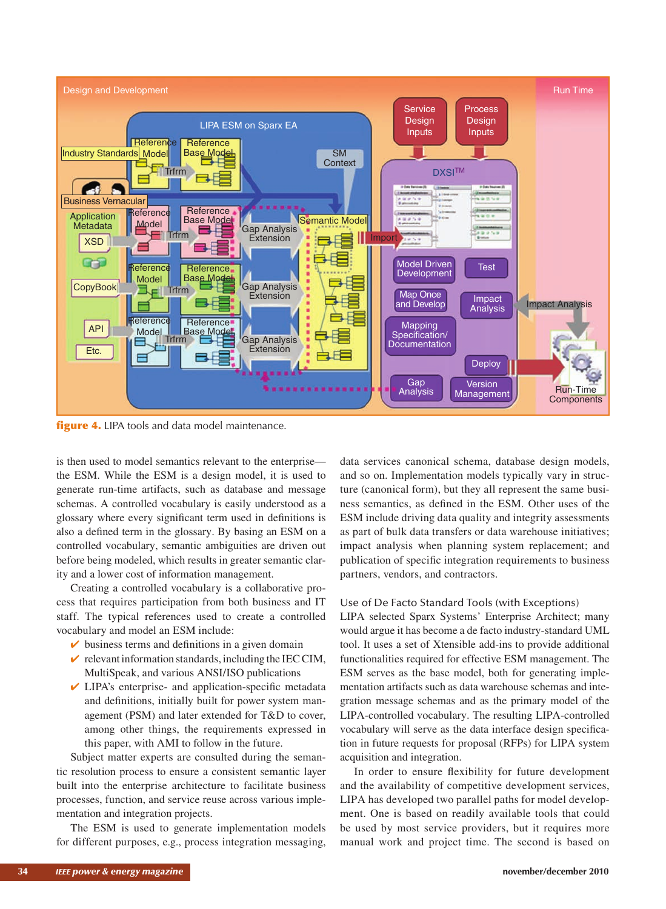Design and Development

Run Time

LIPA ESM on Sparx EA

Industry Standards

Reference Model

Reference Base Model

Trfrm

SM Context

Business Vernacular

Application Metadata

XSD

CopyBook

API

Etc.

Gap Analysis Extension

Semantic Model

Import

Service Design Inputs

Process Design Inputs

DXSI™

Model Driven Development

Test

Map Once and Develop

Impact Analysis

Mapping Specification/ Documentation

Deploy

Gap Analysis

Version Management

Run-Time Components

**figure 4.** LIPA tools and data model maintenance.

is then used to model semantics relevant to the enterprise—the ESM. While the ESM is a design model, it is used to generate run-time artifacts, such as database and message schemas. A controlled vocabulary is easily understood as a glossary where every significant term used in definitions is also a defined term in the glossary. By basing an ESM on a controlled vocabulary, semantic ambiguities are driven out before being modeled, which results in greater semantic clarity and a lower cost of information management.

Creating a controlled vocabulary is a collaborative process that requires participation from both business and IT staff. The typical references used to create a controlled vocabulary and model an ESM include:

- ✔ business terms and definitions in a given domain
- ✔ relevant information standards, including the IEC CIM, MultiSpeak, and various ANSI/ISO publications
- ✔ LIPA's enterprise- and application-specific metadata and definitions, initially built for power system management (PSM) and later extended for T&D to cover, among other things, the requirements expressed in this paper, with AMI to follow in the future.

Subject matter experts are consulted during the semantic resolution process to ensure a consistent semantic layer built into the enterprise architecture to facilitate business processes, function, and service reuse across various implementation and integration projects.

The ESM is used to generate implementation models for different purposes, e.g., process integration messaging, data services canonical schema, database design models, and so on. Implementation models typically vary in structure (canonical form), but they all represent the same business semantics, as defined in the ESM. Other uses of the ESM include driving data quality and integrity assessments as part of bulk data transfers or data warehouse initiatives; impact analysis when planning system replacement; and publication of specific integration requirements to business partners, vendors, and contractors.

### Use of De Facto Standard Tools (with Exceptions)

LIPA selected Sparx Systems' Enterprise Architect; many would argue it has become a de facto industry-standard UML tool. It uses a set of Xtensible add-ins to provide additional functionalities required for effective ESM management. The ESM serves as the base model, both for generating implementation artifacts such as data warehouse schemas and integration message schemas and as the primary model of the LIPA-controlled vocabulary. The resulting LIPA-controlled vocabulary will serve as the data interface design specification in future requests for proposal (RFPs) for LIPA system acquisition and integration.

In order to ensure flexibility for future development and the availability of competitive development services, LIPA has developed two parallel paths for model development. One is based on readily available tools that could be used by most service providers, but it requires more manual work and project time. The second is based on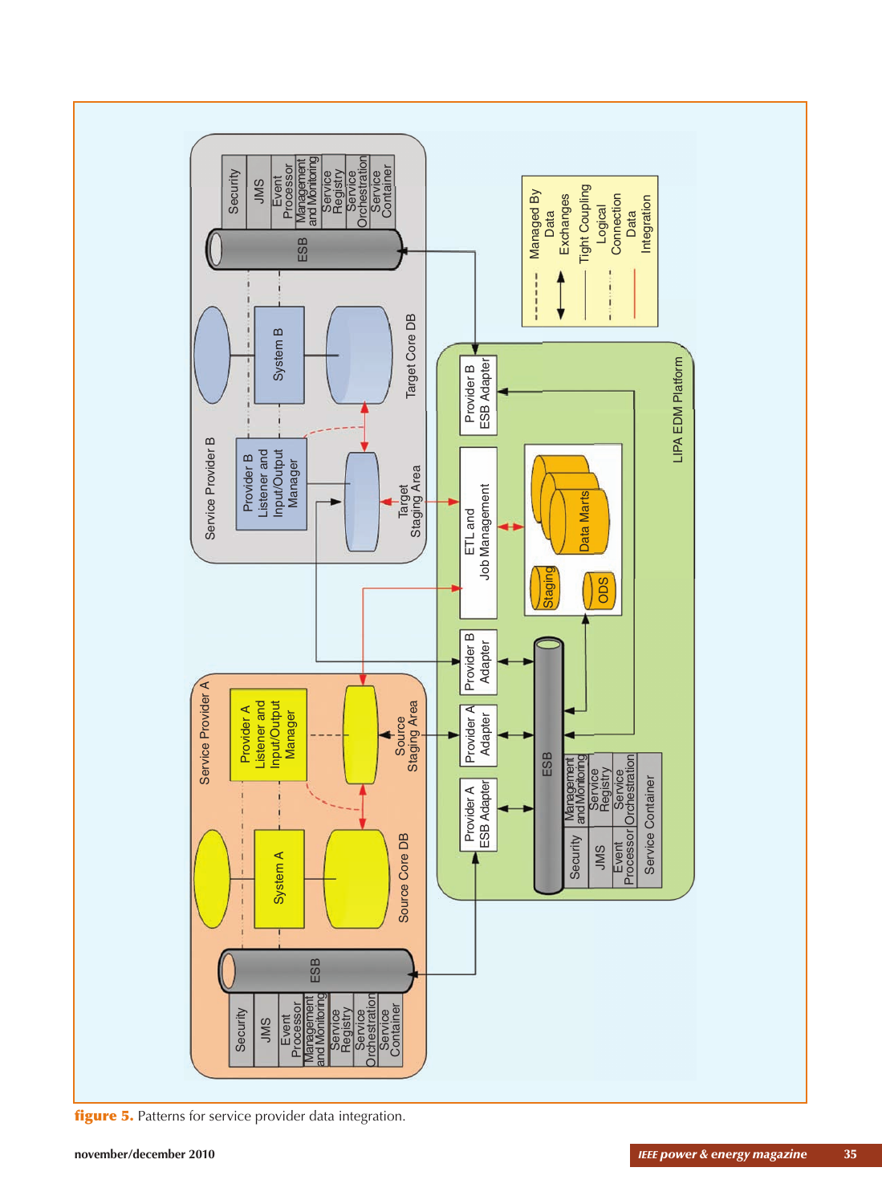figure 5. Patterns for service provider data integration.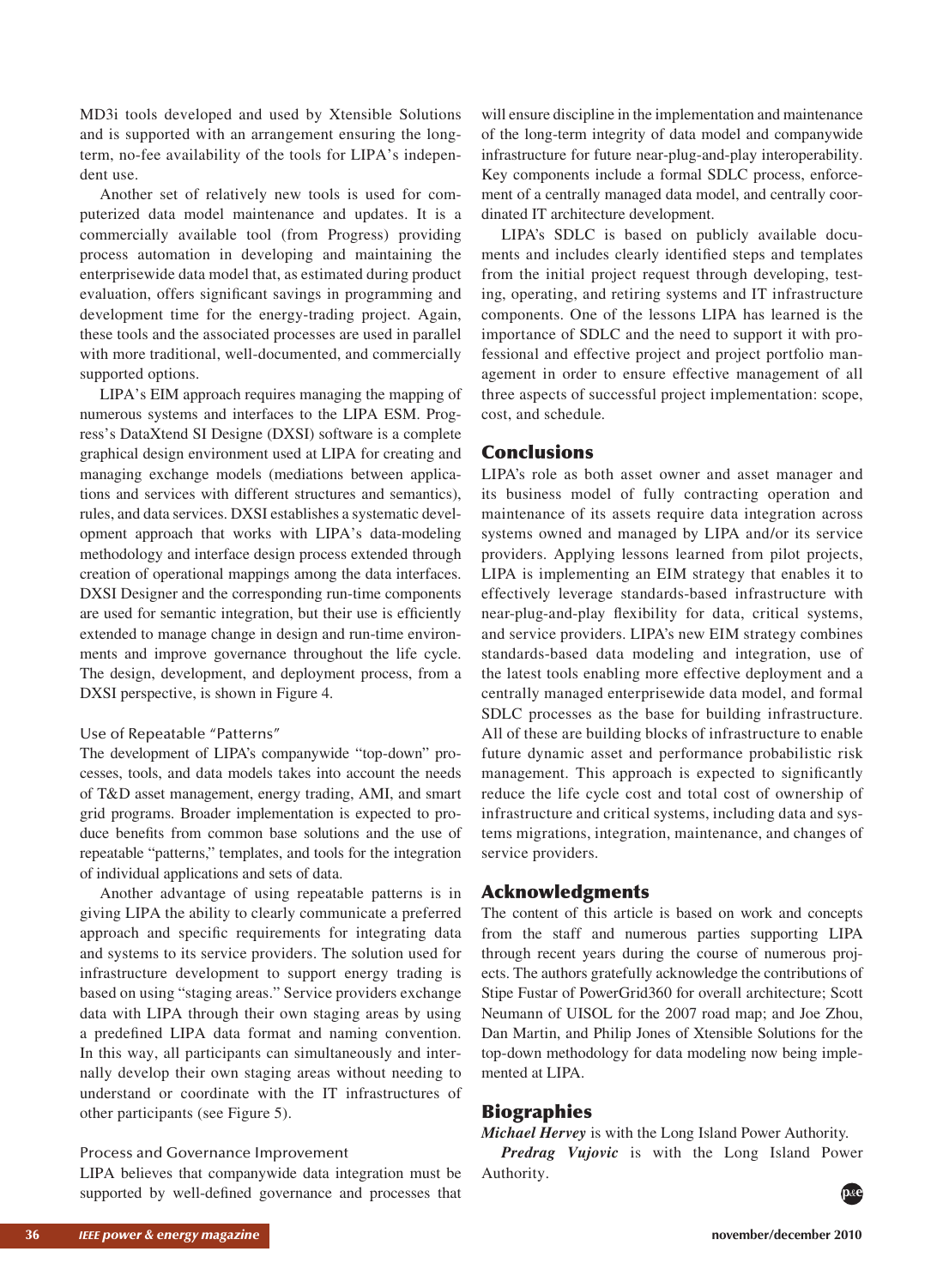MD3i tools developed and used by Xtensible Solutions and is supported with an arrangement ensuring the long-term, no-fee availability of the tools for LIPA's independent use.

Another set of relatively new tools is used for computerized data model maintenance and updates. It is a commercially available tool (from Progress) providing process automation in developing and maintaining the enterprisewide data model that, as estimated during product evaluation, offers significant savings in programming and development time for the energy-trading project. Again, these tools and the associated processes are used in parallel with more traditional, well-documented, and commercially supported options.

LIPA's EIM approach requires managing the mapping of numerous systems and interfaces to the LIPA ESM. Progress's DataXtend SI Designe (DXSI) software is a complete graphical design environment used at LIPA for creating and managing exchange models (mediations between applications and services with different structures and semantics), rules, and data services. DXSI establishes a systematic development approach that works with LIPA's data-modeling methodology and interface design process extended through creation of operational mappings among the data interfaces. DXSI Designer and the corresponding run-time components are used for semantic integration, but their use is efficiently extended to manage change in design and run-time environments and improve governance throughout the life cycle. The design, development, and deployment process, from a DXSI perspective, is shown in Figure 4.

### Use of Repeatable "Patterns"

The development of LIPA's companywide "top-down" processes, tools, and data models takes into account the needs of T&D asset management, energy trading, AMI, and smart grid programs. Broader implementation is expected to produce benefits from common base solutions and the use of repeatable "patterns," templates, and tools for the integration of individual applications and sets of data.

Another advantage of using repeatable patterns is in giving LIPA the ability to clearly communicate a preferred approach and specific requirements for integrating data and systems to its service providers. The solution used for infrastructure development to support energy trading is based on using "staging areas." Service providers exchange data with LIPA through their own staging areas by using a predefined LIPA data format and naming convention. In this way, all participants can simultaneously and internally develop their own staging areas without needing to understand or coordinate with the IT infrastructures of other participants (see Figure 5).

### Process and Governance Improvement

LIPA believes that companywide data integration must be supported by well-defined governance and processes that will ensure discipline in the implementation and maintenance of the long-term integrity of data model and companywide infrastructure for future near-plug-and-play interoperability. Key components include a formal SDLC process, enforcement of a centrally managed data model, and centrally coordinated IT architecture development.

LIPA's SDLC is based on publicly available documents and includes clearly identified steps and templates from the initial project request through developing, testing, operating, and retiring systems and IT infrastructure components. One of the lessons LIPA has learned is the importance of SDLC and the need to support it with professional and effective project and project portfolio management in order to ensure effective management of all three aspects of successful project implementation: scope, cost, and schedule.

## Conclusions

LIPA's role as both asset owner and asset manager and its business model of fully contracting operation and maintenance of its assets require data integration across systems owned and managed by LIPA and/or its service providers. Applying lessons learned from pilot projects, LIPA is implementing an EIM strategy that enables it to effectively leverage standards-based infrastructure with near-plug-and-play flexibility for data, critical systems, and service providers. LIPA's new EIM strategy combines standards-based data modeling and integration, use of the latest tools enabling more effective deployment and a centrally managed enterprisewide data model, and formal SDLC processes as the base for building infrastructure. All of these are building blocks of infrastructure to enable future dynamic asset and performance probabilistic risk management. This approach is expected to significantly reduce the life cycle cost and total cost of ownership of infrastructure and critical systems, including data and systems migrations, integration, maintenance, and changes of service providers.

## Acknowledgments

The content of this article is based on work and concepts from the staff and numerous parties supporting LIPA through recent years during the course of numerous projects. The authors gratefully acknowledge the contributions of Stipe Fustar of PowerGrid360 for overall architecture; Scott Neumann of UISOL for the 2007 road map; and Joe Zhou, Dan Martin, and Philip Jones of Xtensible Solutions for the top-down methodology for data modeling now being implemented at LIPA.

## Biographies

***Michael Hervey*** is with the Long Island Power Authority.

***Predrag Vujovic*** is with the Long Island Power Authority.